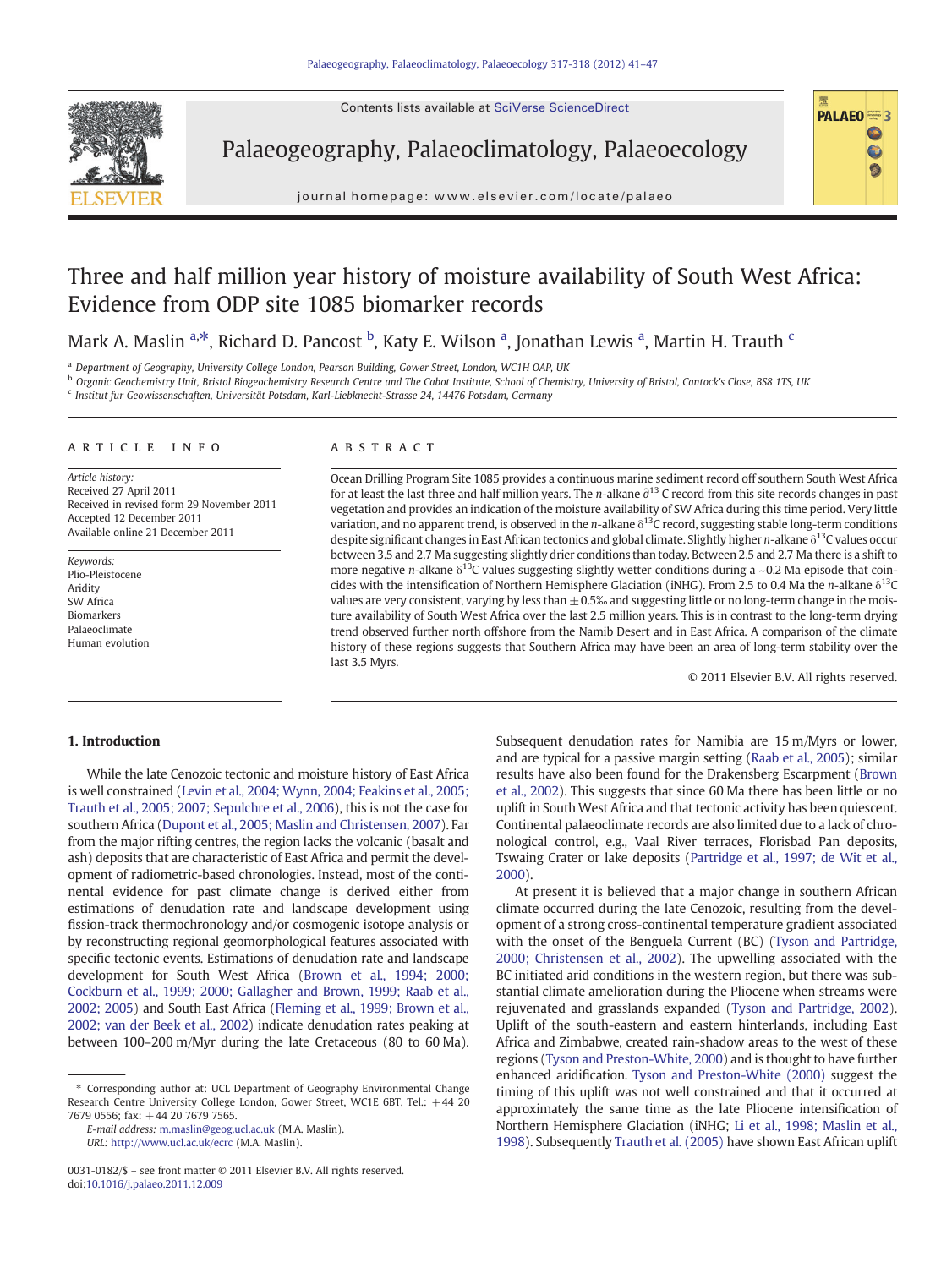# Three and half million year history of moisture availability of South West Africa: Evidence from ODP site 1085 biomarker records

Mark A. Maslin [a,*], Richard D. Pancost [b], Katy E. Wilson [a], Jonathan Lewis [a], Martin H. Trauth [c]

[a] Department of Geography, University College London, Pearson Building, Gower Street, London, WC1H OAP, UK

[b] Organic Geochemistry Unit, Bristol Biogeochemistry Research Centre and The Cabot Institute, School of Chemistry, University of Bristol, Cantock's Close, BS8 1TS, UK

[c] Institut fur Geowissenschaften, Universität Potsdam, Karl-Liebknecht-Strasse 24, 14476 Potsdam, Germany

## ARTICLE INFO

*Article history:*
Received 27 April 2011
Received in revised form 29 November 2011
Accepted 12 December 2011
Available online 21 December 2011

*Keywords:*
Plio-Pleistocene
Aridity
SW Africa
Biomarkers
Palaeoclimate
Human evolution

## ABSTRACT

Ocean Drilling Program Site 1085 provides a continuous marine sediment record off southern South West Africa for at least the last three and half million years. The *n*-alkane $\partial^{13}$C record from this site records changes in past vegetation and provides an indication of the moisture availability of SW Africa during this time period. Very little variation, and no apparent trend, is observed in the *n*-alkane $\delta^{13}$C record, suggesting stable long-term conditions despite significant changes in East African tectonics and global climate. Slightly higher *n*-alkane $\delta^{13}$C values occur between 3.5 and 2.7 Ma suggesting slightly drier conditions than today. Between 2.5 and 2.7 Ma there is a shift to more negative *n*-alkane $\delta^{13}$C values suggesting slightly wetter conditions during a ~0.2 Ma episode that coincides with the intensification of Northern Hemisphere Glaciation (iNHG). From 2.5 to 0.4 Ma the *n*-alkane $\delta^{13}$C values are very consistent, varying by less than ±0.5‰ and suggesting little or no long-term change in the moisture availability of South West Africa over the last 2.5 million years. This is in contrast to the long-term drying trend observed further north offshore from the Namib Desert and in East Africa. A comparison of the climate history of these regions suggests that Southern Africa may have been an area of long-term stability over the last 3.5 Myrs.

© 2011 Elsevier B.V. All rights reserved.

## 1. Introduction

While the late Cenozoic tectonic and moisture history of East Africa is well constrained (Levin et al., 2004; Wynn, 2004; Feakins et al., 2005; Trauth et al., 2005; 2007; Sepulchre et al., 2006), this is not the case for southern Africa (Dupont et al., 2005; Maslin and Christensen, 2007). Far from the major rifting centres, the region lacks the volcanic (basalt and ash) deposits that are characteristic of East Africa and permit the development of radiometric-based chronologies. Instead, most of the continental evidence for past climate change is derived either from estimations of denudation rate and landscape development using fission-track thermochronology and/or cosmogenic isotope analysis or by reconstructing regional geomorphological features associated with specific tectonic events. Estimations of denudation rate and landscape development for South West Africa (Brown et al., 1994; 2000; Cockburn et al., 1999; 2000; Gallagher and Brown, 1999; Raab et al., 2002; 2005) and South East Africa (Fleming et al., 1999; Brown et al., 2002; van der Beek et al., 2002) indicate denudation rates peaking at between 100–200 m/Myr during the late Cretaceous (80 to 60 Ma). Subsequent denudation rates for Namibia are 15 m/Myrs or lower, and are typical for a passive margin setting (Raab et al., 2005); similar results have also been found for the Drakensberg Escarpment (Brown et al., 2002). This suggests that since 60 Ma there has been little or no uplift in South West Africa and that tectonic activity has been quiescent. Continental palaeoclimate records are also limited due to a lack of chronological control, e.g., Vaal River terraces, Florisbad Pan deposits, Tswaing Crater or lake deposits (Partridge et al., 1997; de Wit et al., 2000).

At present it is believed that a major change in southern African climate occurred during the late Cenozoic, resulting from the development of a strong cross-continental temperature gradient associated with the onset of the Benguela Current (BC) (Tyson and Partridge, 2000; Christensen et al., 2002). The upwelling associated with the BC initiated arid conditions in the western region, but there was substantial climate amelioration during the Pliocene when streams were rejuvenated and grasslands expanded (Tyson and Partridge, 2002). Uplift of the south-eastern and eastern hinterlands, including East Africa and Zimbabwe, created rain-shadow areas to the west of these regions (Tyson and Preston-White, 2000) and is thought to have further enhanced aridification. Tyson and Preston-White (2000) suggest the timing of this uplift was not well constrained and that it occurred at approximately the same time as the late Pliocene intensification of Northern Hemisphere Glaciation (iNHG; Li et al., 1998; Maslin et al., 1998). Subsequently Trauth et al. (2005) have shown East African uplift

---

\* Corresponding author at: UCL Department of Geography Environmental Change Research Centre University College London, Gower Street, WC1E 6BT. Tel.: +44 20 7679 0556; fax: +44 20 7679 7565.

*E-mail address:* m.maslin@geog.ucl.ac.uk (M.A. Maslin).

*URL:* http://www.ucl.ac.uk/ecrc (M.A. Maslin).

0031-0182/$ – see front matter © 2011 Elsevier B.V. All rights reserved.
doi:10.1016/j.palaeo.2011.12.009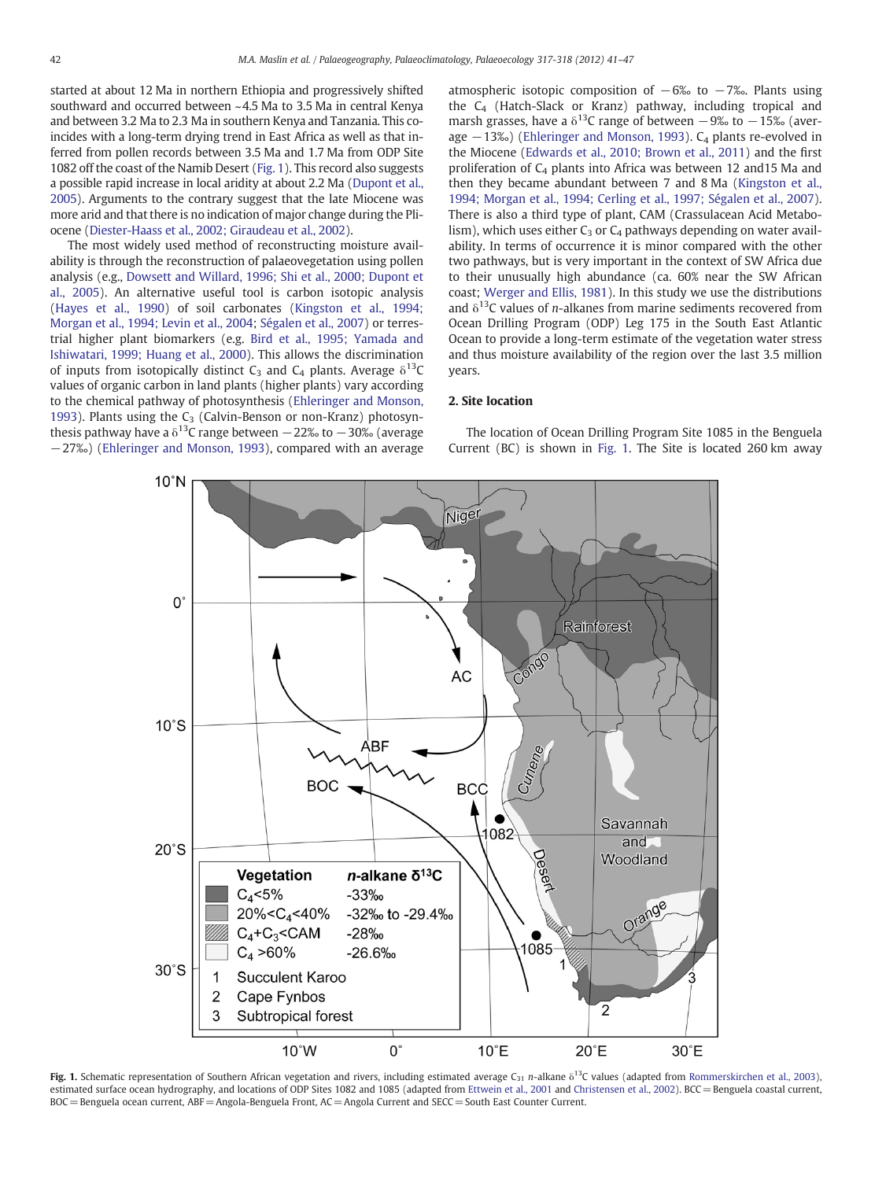started at about 12 Ma in northern Ethiopia and progressively shifted southward and occurred between ~4.5 Ma to 3.5 Ma in central Kenya and between 3.2 Ma to 2.3 Ma in southern Kenya and Tanzania. This coincides with a long-term drying trend in East Africa as well as that inferred from pollen records between 3.5 Ma and 1.7 Ma from ODP Site 1082 off the coast of the Namib Desert (Fig. 1). This record also suggests a possible rapid increase in local aridity at about 2.2 Ma (Dupont et al., 2005). Arguments to the contrary suggest that the late Miocene was more arid and that there is no indication of major change during the Pliocene (Diester-Haass et al., 2002; Giraudeau et al., 2002).

The most widely used method of reconstructing moisture availability is through the reconstruction of palaeovegetation using pollen analysis (e.g., Dowsett and Willard, 1996; Shi et al., 2000; Dupont et al., 2005). An alternative useful tool is carbon isotopic analysis (Hayes et al., 1990) of soil carbonates (Kingston et al., 1994; Morgan et al., 1994; Levin et al., 2004; Ségalen et al., 2007) or terrestrial higher plant biomarkers (e.g. Bird et al., 1995; Yamada and Ishiwatari, 1999; Huang et al., 2000). This allows the discrimination of inputs from isotopically distinct $C_3$ and $C_4$ plants. Average $\delta^{13}C$ values of organic carbon in land plants (higher plants) vary according to the chemical pathway of photosynthesis (Ehleringer and Monson, 1993). Plants using the $C_3$ (Calvin-Benson or non-Kranz) photosynthesis pathway have a $\delta^{13}C$ range between −22‰ to −30‰ (average −27‰) (Ehleringer and Monson, 1993), compared with an average atmospheric isotopic composition of −6‰ to −7‰. Plants using the $C_4$ (Hatch-Slack or Kranz) pathway, including tropical and marsh grasses, have a $\delta^{13}C$ range of between −9‰ to −15‰ (average −13‰) (Ehleringer and Monson, 1993). $C_4$ plants re-evolved in the Miocene (Edwards et al., 2010; Brown et al., 2011) and the first proliferation of $C_4$ plants into Africa was between 12 and15 Ma and then they became abundant between 7 and 8 Ma (Kingston et al., 1994; Morgan et al., 1994; Cerling et al., 1997; Ségalen et al., 2007). There is also a third type of plant, CAM (Crassulacean Acid Metabolism), which uses either $C_3$ or $C_4$ pathways depending on water availability. In terms of occurrence it is minor compared with the other two pathways, but is very important in the context of SW Africa due to their unusually high abundance (ca. 60% near the SW African coast; Werger and Ellis, 1981). In this study we use the distributions and $\delta^{13}C$ values of *n*-alkanes from marine sediments recovered from Ocean Drilling Program (ODP) Leg 175 in the South East Atlantic Ocean to provide a long-term estimate of the vegetation water stress and thus moisture availability of the region over the last 3.5 million years.

## 2. Site location

The location of Ocean Drilling Program Site 1085 in the Benguela Current (BC) is shown in Fig. 1. The Site is located 260 km away

**Fig. 1.** Schematic representation of Southern African vegetation and rivers, including estimated average $C_{31}$ *n*-alkane $\delta^{13}C$ values (adapted from Rommerskirchen et al., 2003), estimated surface ocean hydrography, and locations of ODP Sites 1082 and 1085 (adapted from Ettwein et al., 2001 and Christensen et al., 2002). BCC = Benguela coastal current, BOC = Benguela ocean current, ABF = Angola-Benguela Front, AC = Angola Current and SECC = South East Counter Current.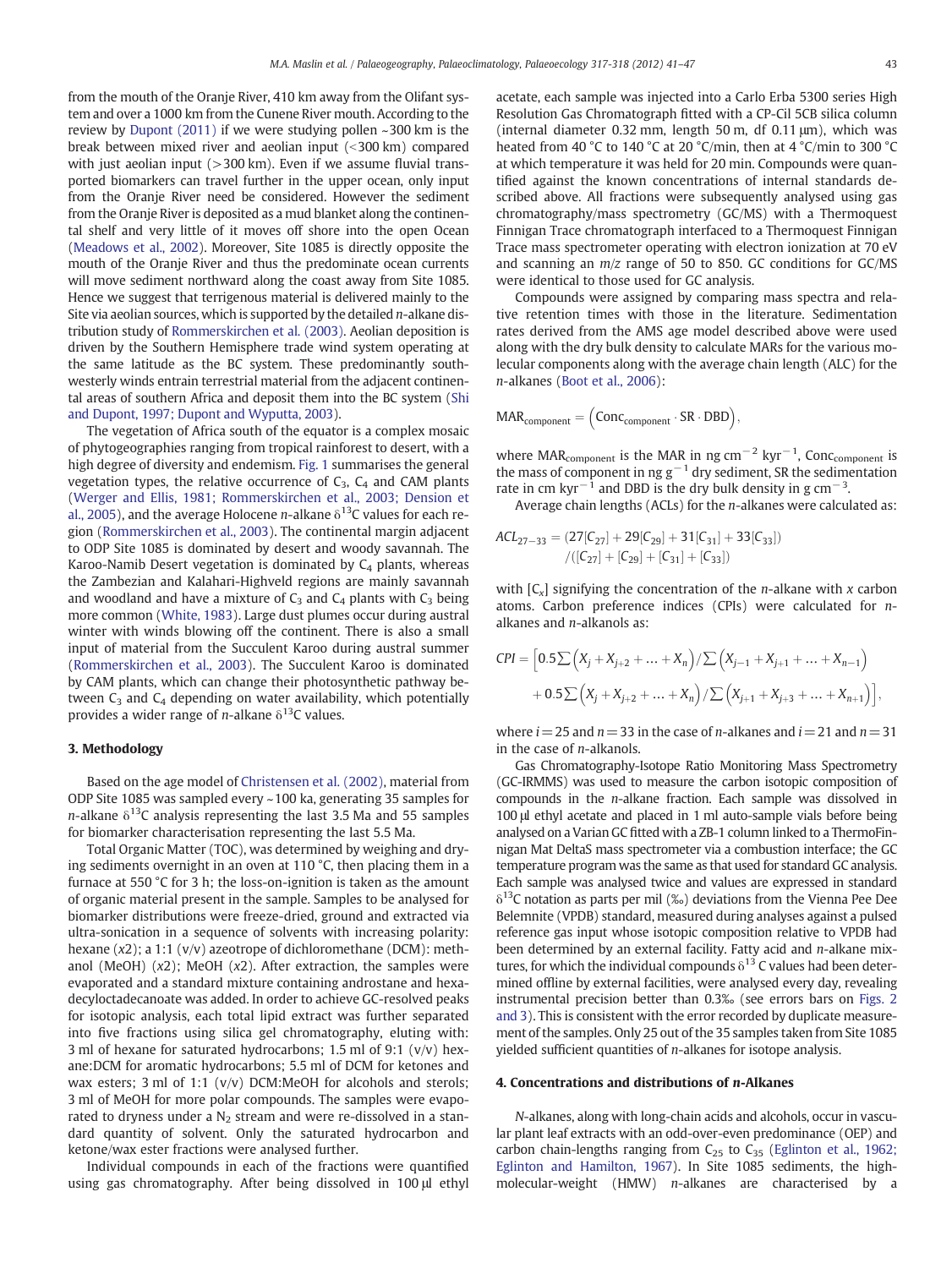from the mouth of the Oranje River, 410 km away from the Olifant system and over a 1000 km from the Cunene River mouth. According to the review by Dupont (2011) if we were studying pollen ~300 km is the break between mixed river and aeolian input (<300 km) compared with just aeolian input (>300 km). Even if we assume fluvial transported biomarkers can travel further in the upper ocean, only input from the Oranje River need be considered. However the sediment from the Oranje River is deposited as a mud blanket along the continental shelf and very little of it moves off shore into the open Ocean (Meadows et al., 2002). Moreover, Site 1085 is directly opposite the mouth of the Oranje River and thus the predominate ocean currents will move sediment northward along the coast away from Site 1085. Hence we suggest that terrigenous material is delivered mainly to the Site via aeolian sources, which is supported by the detailed *n*-alkane distribution study of Rommerskirchen et al. (2003). Aeolian deposition is driven by the Southern Hemisphere trade wind system operating at the same latitude as the BC system. These predominantly southwesterly winds entrain terrestrial material from the adjacent continental areas of southern Africa and deposit them into the BC system (Shi and Dupont, 1997; Dupont and Wyputta, 2003).

The vegetation of Africa south of the equator is a complex mosaic of phytogeographies ranging from tropical rainforest to desert, with a high degree of diversity and endemism. Fig. 1 summarises the general vegetation types, the relative occurrence of $C_3$, $C_4$ and CAM plants (Werger and Ellis, 1981; Rommerskirchen et al., 2003; Dension et al., 2005), and the average Holocene *n*-alkane $\delta^{13}C$ values for each region (Rommerskirchen et al., 2003). The continental margin adjacent to ODP Site 1085 is dominated by desert and woody savannah. The Karoo-Namib Desert vegetation is dominated by $C_4$ plants, whereas the Zambezian and Kalahari-Highveld regions are mainly savannah and woodland and have a mixture of $C_3$ and $C_4$ plants with $C_3$ being more common (White, 1983). Large dust plumes occur during austral winter with winds blowing off the continent. There is also a small input of material from the Succulent Karoo during austral summer (Rommerskirchen et al., 2003). The Succulent Karoo is dominated by CAM plants, which can change their photosynthetic pathway between $C_3$ and $C_4$ depending on water availability, which potentially provides a wider range of *n*-alkane $\delta^{13}C$ values.

## 3. Methodology

Based on the age model of Christensen et al. (2002), material from ODP Site 1085 was sampled every ~100 ka, generating 35 samples for *n*-alkane $\delta^{13}C$ analysis representing the last 3.5 Ma and 55 samples for biomarker characterisation representing the last 5.5 Ma.

Total Organic Matter (TOC), was determined by weighing and drying sediments overnight in an oven at 110 °C, then placing them in a furnace at 550 °C for 3 h; the loss-on-ignition is taken as the amount of organic material present in the sample. Samples to be analysed for biomarker distributions were freeze-dried, ground and extracted via ultra-sonication in a sequence of solvents with increasing polarity: hexane (*x*2); a 1:1 (v/v) azeotrope of dichloromethane (DCM): methanol (MeOH) (*x*2); MeOH (*x*2). After extraction, the samples were evaporated and a standard mixture containing androstane and hexadecyloctadecanoate was added. In order to achieve GC-resolved peaks for isotopic analysis, each total lipid extract was further separated into five fractions using silica gel chromatography, eluting with: 3 ml of hexane for saturated hydrocarbons; 1.5 ml of 9:1 (v/v) hexane:DCM for aromatic hydrocarbons; 5.5 ml of DCM for ketones and wax esters; 3 ml of 1:1 (v/v) DCM:MeOH for alcohols and sterols; 3 ml of MeOH for more polar compounds. The samples were evaporated to dryness under a $N_2$ stream and were re-dissolved in a standard quantity of solvent. Only the saturated hydrocarbon and ketone/wax ester fractions were analysed further.

Individual compounds in each of the fractions were quantified using gas chromatography. After being dissolved in 100 µl ethyl acetate, each sample was injected into a Carlo Erba 5300 series High Resolution Gas Chromatograph fitted with a CP-Cil 5CB silica column (internal diameter 0.32 mm, length 50 m, df 0.11 µm), which was heated from 40 °C to 140 °C at 20 °C/min, then at 4 °C/min to 300 °C at which temperature it was held for 20 min. Compounds were quantified against the known concentrations of internal standards described above. All fractions were subsequently analysed using gas chromatography/mass spectrometry (GC/MS) with a Thermoquest Finnigan Trace chromatograph interfaced to a Thermoquest Finnigan Trace mass spectrometer operating with electron ionization at 70 eV and scanning an *m*/*z* range of 50 to 850. GC conditions for GC/MS were identical to those used for GC analysis.

Compounds were assigned by comparing mass spectra and relative retention times with those in the literature. Sedimentation rates derived from the AMS age model described above were used along with the dry bulk density to calculate MARs for the various molecular components along with the average chain length (ALC) for the *n*-alkanes (Boot et al., 2006):

$$\mathrm{MAR_{component}} = \left(\mathrm{Conc_{component}} \cdot \mathrm{SR} \cdot \mathrm{DBD}\right),$$

where $\mathrm{MAR_{component}}$ is the MAR in ng $cm^{-2}$ $kyr^{-1}$, $\mathrm{Conc_{component}}$ is the mass of component in ng $g^{-1}$ dry sediment, SR the sedimentation rate in cm $kyr^{-1}$ and DBD is the dry bulk density in g $cm^{-3}$.

Average chain lengths (ACLs) for the *n*-alkanes were calculated as:

$$ACL_{27-33} = (27[C_{27}] + 29[C_{29}] + 31[C_{31}] + 33[C_{33}]) / ([C_{27}] + [C_{29}] + [C_{31}] + [C_{33}])$$

with $[C_x]$ signifying the concentration of the *n*-alkane with *x* carbon atoms. Carbon preference indices (CPIs) were calculated for *n*-alkanes and *n*-alkanols as:

$$CPI = \Big[0.5\sum\left(X_j + X_{j+2} + \ldots + X_n\right)/\sum\left(X_{j-1} + X_{j+1} + \ldots + X_{n-1}\right) + 0.5\sum\left(X_j + X_{j+2} + \ldots + X_n\right)/\sum\left(X_{j+1} + X_{j+3} + \ldots + X_{n+1}\right)\Big],$$

where $i = 25$ and $n = 33$ in the case of *n*-alkanes and $i = 21$ and $n = 31$ in the case of *n*-alkanols.

Gas Chromatography-Isotope Ratio Monitoring Mass Spectrometry (GC-IRMMS) was used to measure the carbon isotopic composition of compounds in the *n*-alkane fraction. Each sample was dissolved in 100 µl ethyl acetate and placed in 1 ml auto-sample vials before being analysed on a Varian GC fitted with a ZB-1 column linked to a ThermoFinnigan Mat DeltaS mass spectrometer via a combustion interface; the GC temperature program was the same as that used for standard GC analysis. Each sample was analysed twice and values are expressed in standard $\delta^{13}C$ notation as parts per mil (‰) deviations from the Vienna Pee Dee Belemnite (VPDB) standard, measured during analyses against a pulsed reference gas input whose isotopic composition relative to VPDB had been determined by an external facility. Fatty acid and *n*-alkane mixtures, for which the individual compounds $\delta^{13}C$ values had been determined offline by external facilities, were analysed every day, revealing instrumental precision better than 0.3‰ (see errors bars on Figs. 2 and 3). This is consistent with the error recorded by duplicate measurement of the samples. Only 25 out of the 35 samples taken from Site 1085 yielded sufficient quantities of *n*-alkanes for isotope analysis.

## 4. Concentrations and distributions of *n*-Alkanes

*N*-alkanes, along with long-chain acids and alcohols, occur in vascular plant leaf extracts with an odd-over-even predominance (OEP) and carbon chain-lengths ranging from $C_{25}$ to $C_{35}$ (Eglinton et al., 1962; Eglinton and Hamilton, 1967). In Site 1085 sediments, the high-molecular-weight (HMW) *n*-alkanes are characterised by a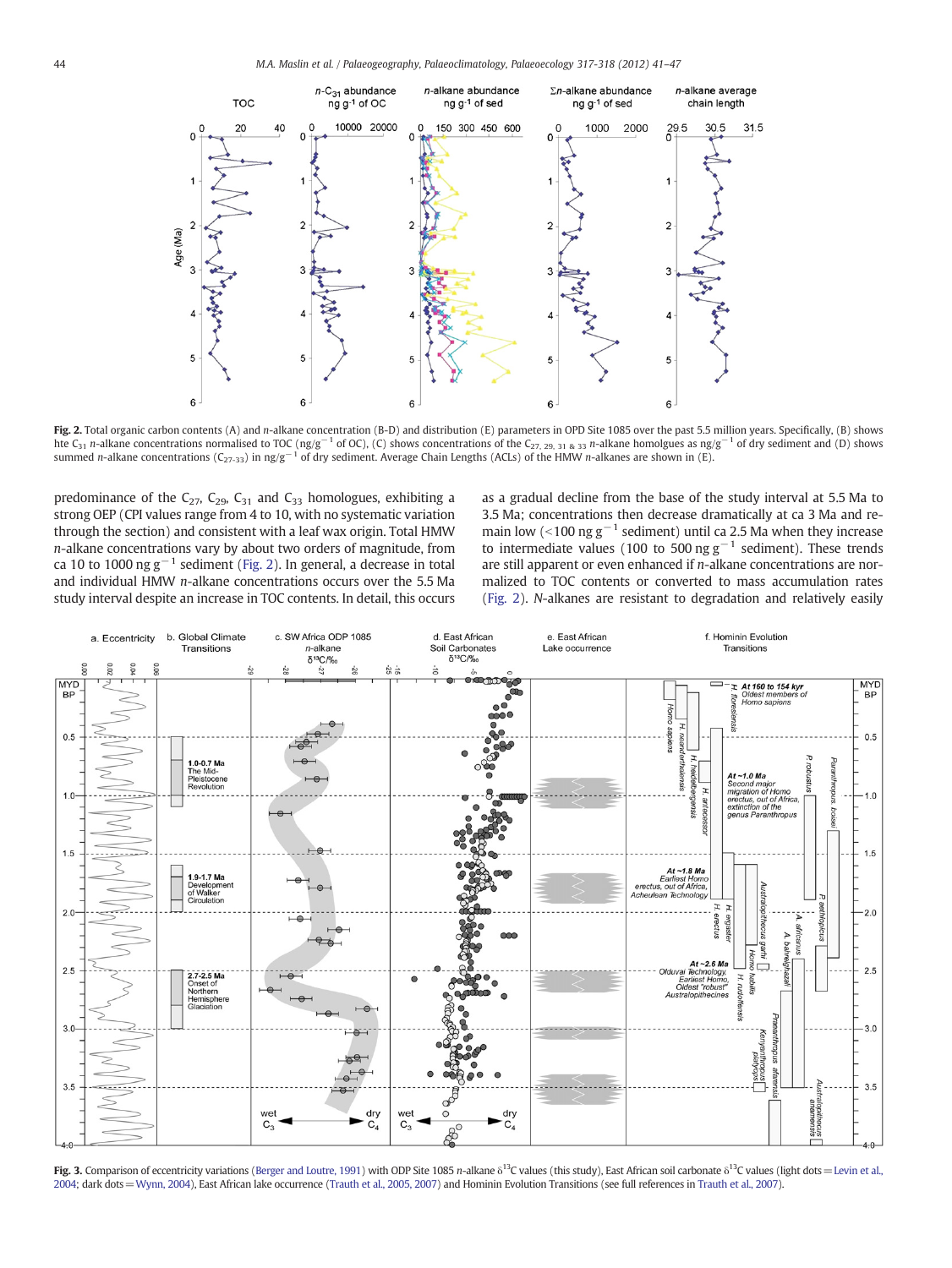**Fig. 2.** Total organic carbon contents (A) and *n*-alkane concentration (B-D) and distribution (E) parameters in OPD Site 1085 over the past 5.5 million years. Specifically, (B) shows hte $C_{31}$ *n*-alkane concentrations normalised to TOC (ng/g$^{-1}$ of OC), (C) shows concentrations of the $C_{27, 29, 31 \& 33}$ *n*-alkane homolgues as ng/g$^{-1}$ of dry sediment and (D) shows summed *n*-alkane concentrations ($C_{27-33}$) in ng/g$^{-1}$ of dry sediment. Average Chain Lengths (ACLs) of the HMW *n*-alkanes are shown in (E).

predominance of the $C_{27}$, $C_{29}$, $C_{31}$ and $C_{33}$ homologues, exhibiting a strong OEP (CPI values range from 4 to 10, with no systematic variation through the section) and consistent with a leaf wax origin. Total HMW *n*-alkane concentrations vary by about two orders of magnitude, from ca 10 to 1000 ng g$^{-1}$ sediment (Fig. 2). In general, a decrease in total and individual HMW *n*-alkane concentrations occurs over the 5.5 Ma study interval despite an increase in TOC contents. In detail, this occurs as a gradual decline from the base of the study interval at 5.5 Ma to 3.5 Ma; concentrations then decrease dramatically at ca 3 Ma and remain low (<100 ng g$^{-1}$ sediment) until ca 2.5 Ma when they increase to intermediate values (100 to 500 ng g$^{-1}$ sediment). These trends are still apparent or even enhanced if *n*-alkane concentrations are normalized to TOC contents or converted to mass accumulation rates (Fig. 2). *N*-alkanes are resistant to degradation and relatively easily

**Fig. 3.** Comparison of eccentricity variations (Berger and Loutre, 1991) with ODP Site 1085 *n*-alkane $\delta^{13}C$ values (this study), East African soil carbonate $\delta^{13}C$ values (light dots = Levin et al., 2004; dark dots = Wynn, 2004), East African lake occurrence (Trauth et al., 2005, 2007) and Hominin Evolution Transitions (see full references in Trauth et al., 2007).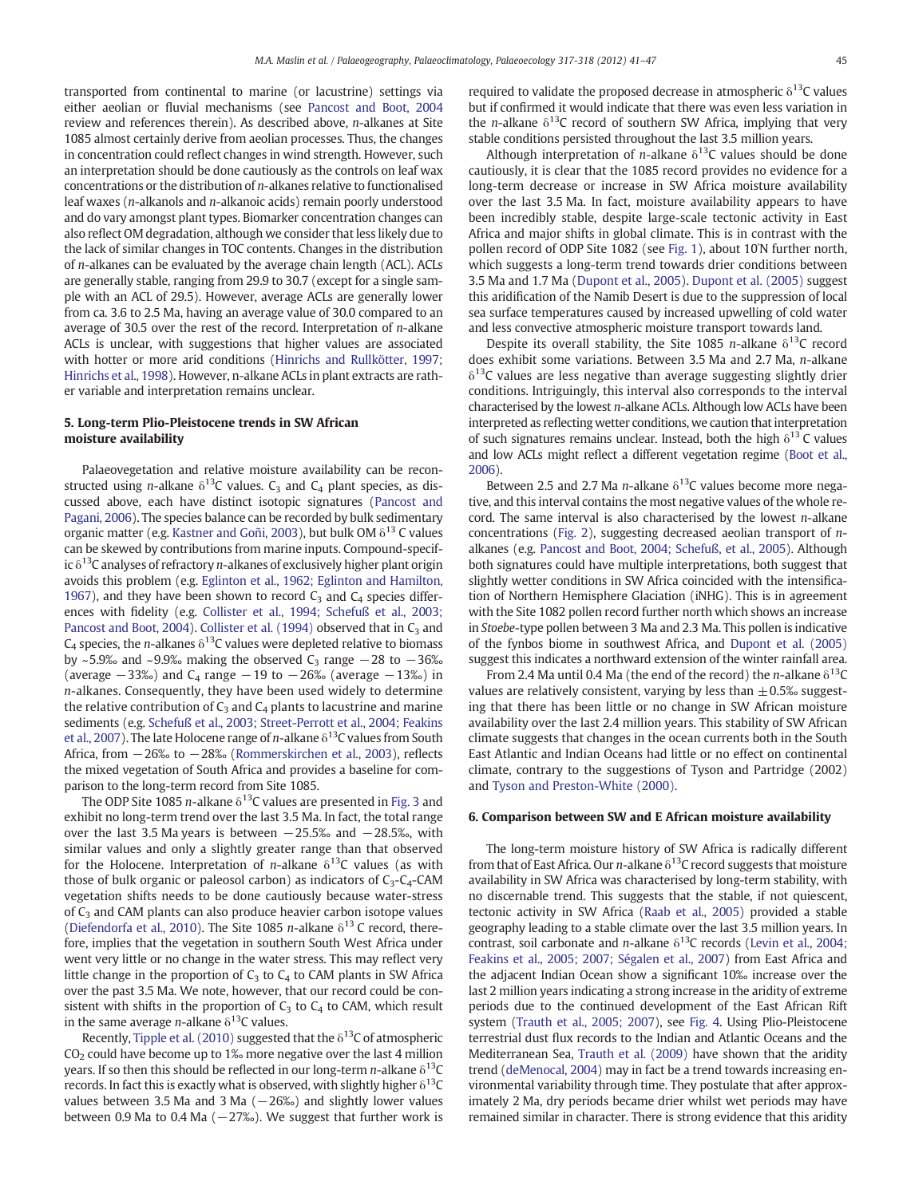transported from continental to marine (or lacustrine) settings via either aeolian or fluvial mechanisms (see Pancost and Boot, 2004 review and references therein). As described above, *n*-alkanes at Site 1085 almost certainly derive from aeolian processes. Thus, the changes in concentration could reflect changes in wind strength. However, such an interpretation should be done cautiously as the controls on leaf wax concentrations or the distribution of *n*-alkanes relative to functionalised leaf waxes (*n*-alkanols and *n*-alkanoic acids) remain poorly understood and do vary amongst plant types. Biomarker concentration changes can also reflect OM degradation, although we consider that less likely due to the lack of similar changes in TOC contents. Changes in the distribution of *n*-alkanes can be evaluated by the average chain length (ACL). ACLs are generally stable, ranging from 29.9 to 30.7 (except for a single sample with an ACL of 29.5). However, average ACLs are generally lower from ca. 3.6 to 2.5 Ma, having an average value of 30.0 compared to an average of 30.5 over the rest of the record. Interpretation of *n*-alkane ACLs is unclear, with suggestions that higher values are associated with hotter or more arid conditions (Hinrichs and Rullkötter, 1997; Hinrichs et al., 1998). However, n-alkane ACLs in plant extracts are rather variable and interpretation remains unclear.

## 5. Long-term Plio-Pleistocene trends in SW African moisture availability

Palaeovegetation and relative moisture availability can be reconstructed using *n*-alkane $\delta^{13}C$ values. $C_3$ and $C_4$ plant species, as discussed above, each have distinct isotopic signatures (Pancost and Pagani, 2006). The species balance can be recorded by bulk sedimentary organic matter (e.g. Kastner and Goñi, 2003), but bulk OM $\delta^{13}C$ values can be skewed by contributions from marine inputs. Compound-specific $\delta^{13}C$ analyses of refractory *n*-alkanes of exclusively higher plant origin avoids this problem (e.g. Eglinton et al., 1962; Eglinton and Hamilton, 1967), and they have been shown to record $C_3$ and $C_4$ species differences with fidelity (e.g. Collister et al., 1994; Schefuß et al., 2003; Pancost and Boot, 2004). Collister et al. (1994) observed that in $C_3$ and $C_4$ species, the *n*-alkanes $\delta^{13}C$ values were depleted relative to biomass by ~5.9‰ and ~9.9‰ making the observed $C_3$ range −28 to −36‰ (average −33‰) and $C_4$ range −19 to −26‰ (average −13‰) in *n*-alkanes. Consequently, they have been used widely to determine the relative contribution of $C_3$ and $C_4$ plants to lacustrine and marine sediments (e.g. Schefuß et al., 2003; Street-Perrott et al., 2004; Feakins et al., 2007). The late Holocene range of *n*-alkane $\delta^{13}C$ values from South Africa, from −26‰ to −28‰ (Rommerskirchen et al., 2003), reflects the mixed vegetation of South Africa and provides a baseline for comparison to the long-term record from Site 1085.

The ODP Site 1085 *n*-alkane $\delta^{13}C$ values are presented in Fig. 3 and exhibit no long-term trend over the last 3.5 Ma. In fact, the total range over the last 3.5 Ma years is between −25.5‰ and −28.5‰, with similar values and only a slightly greater range than that observed for the Holocene. Interpretation of *n*-alkane $\delta^{13}C$ values (as with those of bulk organic or paleosol carbon) as indicators of $C_3$-$C_4$-CAM vegetation shifts needs to be done cautiously because water-stress of $C_3$ and CAM plants can also produce heavier carbon isotope values (Diefendorfa et al., 2010). The Site 1085 *n*-alkane $\delta^{13}C$ record, therefore, implies that the vegetation in southern South West Africa under went very little or no change in the water stress. This may reflect very little change in the proportion of $C_3$ to $C_4$ to CAM plants in SW Africa over the past 3.5 Ma. We note, however, that our record could be consistent with shifts in the proportion of $C_3$ to $C_4$ to CAM, which result in the same average *n*-alkane $\delta^{13}C$ values.

Recently, Tipple et al. (2010) suggested that the $\delta^{13}C$ of atmospheric $CO_2$ could have become up to 1‰ more negative over the last 4 million years. If so then this should be reflected in our long-term *n*-alkane $\delta^{13}C$ records. In fact this is exactly what is observed, with slightly higher $\delta^{13}C$ values between 3.5 Ma and 3 Ma (−26‰) and slightly lower values between 0.9 Ma to 0.4 Ma (−27‰). We suggest that further work is required to validate the proposed decrease in atmospheric $\delta^{13}C$ values but if confirmed it would indicate that there was even less variation in the *n*-alkane $\delta^{13}C$ record of southern SW Africa, implying that very stable conditions persisted throughout the last 3.5 million years.

Although interpretation of *n*-alkane $\delta^{13}C$ values should be done cautiously, it is clear that the 1085 record provides no evidence for a long-term decrease or increase in SW Africa moisture availability over the last 3.5 Ma. In fact, moisture availability appears to have been incredibly stable, despite large-scale tectonic activity in East Africa and major shifts in global climate. This is in contrast with the pollen record of ODP Site 1082 (see Fig. 1), about 10°N further north, which suggests a long-term trend towards drier conditions between 3.5 Ma and 1.7 Ma (Dupont et al., 2005). Dupont et al. (2005) suggest this aridification of the Namib Desert is due to the suppression of local sea surface temperatures caused by increased upwelling of cold water and less convective atmospheric moisture transport towards land.

Despite its overall stability, the Site 1085 *n*-alkane $\delta^{13}C$ record does exhibit some variations. Between 3.5 Ma and 2.7 Ma, *n*-alkane $\delta^{13}C$ values are less negative than average suggesting slightly drier conditions. Intriguingly, this interval also corresponds to the interval characterised by the lowest *n*-alkane ACLs. Although low ACLs have been interpreted as reflecting wetter conditions, we caution that interpretation of such signatures remains unclear. Instead, both the high $\delta^{13}C$ values and low ACLs might reflect a different vegetation regime (Boot et al., 2006).

Between 2.5 and 2.7 Ma *n*-alkane $\delta^{13}C$ values become more negative, and this interval contains the most negative values of the whole record. The same interval is also characterised by the lowest *n*-alkane concentrations (Fig. 2), suggesting decreased aeolian transport of *n*-alkanes (e.g. Pancost and Boot, 2004; Schefuß, et al., 2005). Although both signatures could have multiple interpretations, both suggest that slightly wetter conditions in SW Africa coincided with the intensification of Northern Hemisphere Glaciation (iNHG). This is in agreement with the Site 1082 pollen record further north which shows an increase in *Stoebe*-type pollen between 3 Ma and 2.3 Ma. This pollen is indicative of the fynbos biome in southwest Africa, and Dupont et al. (2005) suggest this indicates a northward extension of the winter rainfall area.

From 2.4 Ma until 0.4 Ma (the end of the record) the *n*-alkane $\delta^{13}C$ values are relatively consistent, varying by less than ±0.5‰ suggesting that there has been little or no change in SW African moisture availability over the last 2.4 million years. This stability of SW African climate suggests that changes in the ocean currents both in the South East Atlantic and Indian Oceans had little or no effect on continental climate, contrary to the suggestions of Tyson and Partridge (2002) and Tyson and Preston-White (2000).

## 6. Comparison between SW and E African moisture availability

The long-term moisture history of SW Africa is radically different from that of East Africa. Our *n*-alkane $\delta^{13}C$ record suggests that moisture availability in SW Africa was characterised by long-term stability, with no discernable trend. This suggests that the stable, if not quiescent, tectonic activity in SW Africa (Raab et al., 2005) provided a stable geography leading to a stable climate over the last 3.5 million years. In contrast, soil carbonate and *n*-alkane $\delta^{13}C$ records (Levin et al., 2004; Feakins et al., 2005; 2007; Ségalen et al., 2007) from East Africa and the adjacent Indian Ocean show a significant 10‰ increase over the last 2 million years indicating a strong increase in the aridity of extreme periods due to the continued development of the East African Rift system (Trauth et al., 2005; 2007), see Fig. 4. Using Plio-Pleistocene terrestrial dust flux records to the Indian and Atlantic Oceans and the Mediterranean Sea, Trauth et al. (2009) have shown that the aridity trend (deMenocal, 2004) may in fact be a trend towards increasing environmental variability through time. They postulate that after approximately 2 Ma, dry periods became drier whilst wet periods may have remained similar in character. There is strong evidence that this aridity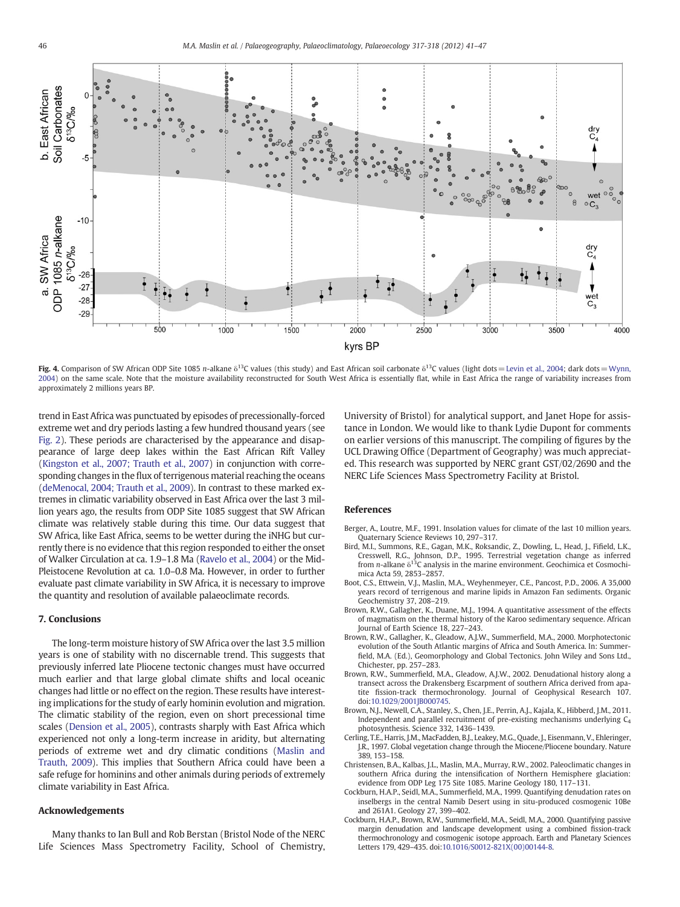**Fig. 4.** Comparison of SW African ODP Site 1085 *n*-alkane $\delta^{13}C$ values (this study) and East African soil carbonate $\delta^{13}C$ values (light dots = Levin et al., 2004; dark dots = Wynn, 2004) on the same scale. Note that the moisture availability reconstructed for South West Africa is essentially flat, while in East Africa the range of variability increases from approximately 2 millions years BP.

trend in East Africa was punctuated by episodes of precessionally-forced extreme wet and dry periods lasting a few hundred thousand years (see Fig. 2). These periods are characterised by the appearance and disappearance of large deep lakes within the East African Rift Valley (Kingston et al., 2007; Trauth et al., 2007) in conjunction with corresponding changes in the flux of terrigenous material reaching the oceans (deMenocal, 2004; Trauth et al., 2009). In contrast to these marked extremes in climatic variability observed in East Africa over the last 3 million years ago, the results from ODP Site 1085 suggest that SW African climate was relatively stable during this time. Our data suggest that SW Africa, like East Africa, seems to be wetter during the iNHG but currently there is no evidence that this region responded to either the onset of Walker Circulation at ca. 1.9–1.8 Ma (Ravelo et al., 2004) or the Mid-Pleistocene Revolution at ca. 1.0–0.8 Ma. However, in order to further evaluate past climate variability in SW Africa, it is necessary to improve the quantity and resolution of available palaeoclimate records.

## 7. Conclusions

The long-term moisture history of SW Africa over the last 3.5 million years is one of stability with no discernable trend. This suggests that previously inferred late Pliocene tectonic changes must have occurred much earlier and that large global climate shifts and local oceanic changes had little or no effect on the region. These results have interesting implications for the study of early hominin evolution and migration. The climatic stability of the region, even on short precessional time scales (Dension et al., 2005), contrasts sharply with East Africa which experienced not only a long-term increase in aridity, but alternating periods of extreme wet and dry climatic conditions (Maslin and Trauth, 2009). This implies that Southern Africa could have been a safe refuge for hominins and other animals during periods of extremely climate variability in East Africa.

## Acknowledgements

Many thanks to Ian Bull and Rob Berstan (Bristol Node of the NERC Life Sciences Mass Spectrometry Facility, School of Chemistry, University of Bristol) for analytical support, and Janet Hope for assistance in London. We would like to thank Lydie Dupont for comments on earlier versions of this manuscript. The compiling of figures by the UCL Drawing Office (Department of Geography) was much appreciated. This research was supported by NERC grant GST/02/2690 and the NERC Life Sciences Mass Spectrometry Facility at Bristol.

## References

Berger, A., Loutre, M.F., 1991. Insolation values for climate of the last 10 million years. Quaternary Science Reviews 10, 297–317.

Bird, M.I., Summons, R.E., Gagan, M.K., Roksandic, Z., Dowling, L., Head, J., Fifield, L.K., Cresswell, R.G., Johnson, D.P., 1995. Terrestrial vegetation change as inferred from *n*-alkane $\delta^{13}C$ analysis in the marine environment. Geochimica et Cosmochimica Acta 59, 2853–2857.

Boot, C.S., Ettwein, V.J., Maslin, M.A., Weyhenmeyer, C.E., Pancost, P.D., 2006. A 35,000 years record of terrigenous and marine lipids in Amazon Fan sediments. Organic Geochemistry 37, 208–219.

Brown, R.W., Gallagher, K., Duane, M.J., 1994. A quantitative assessment of the effects of magmatism on the thermal history of the Karoo sedimentary sequence. African Journal of Earth Science 18, 227–243.

Brown, R.W., Gallagher, K., Gleadow, A.J.W., Summerfield, M.A., 2000. Morphotectonic evolution of the South Atlantic margins of Africa and South America. In: Summerfield, M.A. (Ed.), Geomorphology and Global Tectonics. John Wiley and Sons Ltd., Chichester, pp. 257–283.

Brown, R.W., Summerfield, M.A., Gleadow, A.J.W., 2002. Denudational history along a transect across the Drakensberg Escarpment of southern Africa derived from apatite fission-track thermochronology. Journal of Geophysical Research 107. doi:10.1029/2001JB000745.

Brown, N.J., Newell, C.A., Stanley, S., Chen, J.E., Perrin, A.J., Kajala, K., Hibberd, J.M., 2011. Independent and parallel recruitment of pre-existing mechanisms underlying $C_4$ photosynthesis. Science 332, 1436–1439.

Cerling, T.E., Harris, J.M., MacFadden, B.J., Leakey, M.G., Quade, J., Eisenmann, V., Ehleringer, J.R., 1997. Global vegetation change through the Miocene/Pliocene boundary. Nature 389, 153–158.

Christensen, B.A., Kalbas, J.L., Maslin, M.A., Murray, R.W., 2002. Paleoclimatic changes in southern Africa during the intensification of Northern Hemisphere glaciation: evidence from ODP Leg 175 Site 1085. Marine Geology 180, 117–131.

Cockburn, H.A.P., Seidl, M.A., Summerfield, M.A., 1999. Quantifying denudation rates on inselbergs in the central Namib Desert using in situ-produced cosmogenic 10Be and 261A1. Geology 27, 399–402.

Cockburn, H.A.P., Brown, R.W., Summerfield, M.A., Seidl, M.A., 2000. Quantifying passive margin denudation and landscape development using a combined fission-track thermochronology and cosmogenic isotope approach. Earth and Planetary Sciences Letters 179, 429–435. doi:10.1016/S0012-821X(00)00144-8.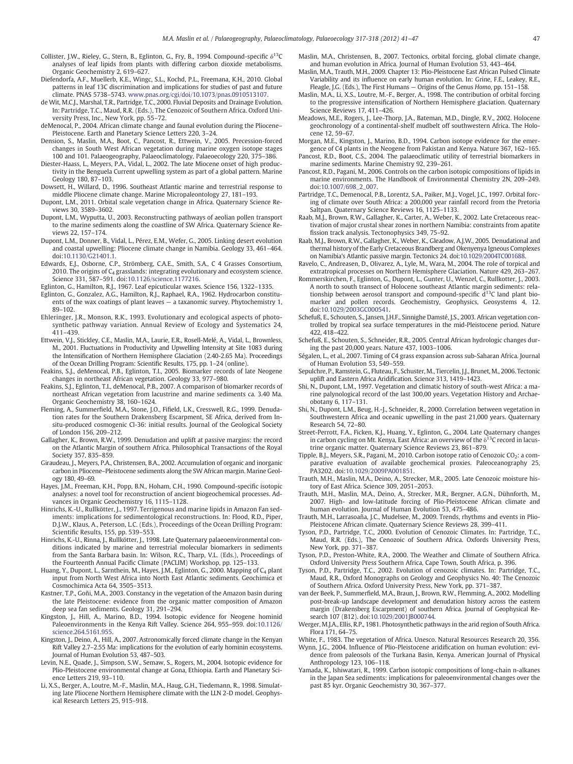Collister, J.W., Rieley, G., Stern, B., Eglinton, G., Fry, B., 1994. Compound-specific $\delta^{13}C$ analyses of leaf lipids from plants with differing carbon dioxide metabolisms. Organic Geochemistry 2, 619–627.

Diefendorfa, A.F., Muellerb, K.E., Wingc, S.L., Kochd, P.L., Freemana, K.H., 2010. Global patterns in leaf 13C discrimination and implications for studies of past and future climate. PNAS 5738–5743. www.pnas.org/cgi/doi/10.1073/pnas.0910513107.

de Wit, M.C.J., Marshal, T.R., Partridge, T.C., 2000. Fluvial Deposits and Drainage Evolution. In: Partridge, T.C., Maud, R.R. (Eds.), The Cenozoic of Southern Africa. Oxford University Press, Inc., New York, pp. 55–72.

deMenocal, P., 2004. African climate change and faunal evolution during the Pliocene–Pleistocene. Earth and Planetary Science Letters 220, 3–24.

Dension, S., Maslin, M.A., Boot, C., Pancost, R., Ettwein, V., 2005. Precession-forced changes in South West African vegetation during marine oxygen isotope stages 100 and 101. Palaeogeography, Palaeoclimatology, Palaeoecology 220, 375–386.

Diester-Haass, L., Meyers, P.A., Vidal, L., 2002. The late Miocene onset of high productivity in the Benguela Current upwelling system as part of a global pattern. Marine Geology 180, 87–103.

Dowsett, H., Willard, D., 1996. Southeast Atlantic marine and terrestrial response to middle Pliocene climate change. Marine Micropaleontology 27, 181–193.

Dupont, L.M., 2011. Orbital scale vegetation change in Africa. Quaternary Science Reviews 30, 3589–3602.

Dupont, L.M., Wyputta, U., 2003. Reconstructing pathways of aeolian pollen transport to the marine sediments along the coastline of SW Africa. Quaternary Science Reviews 22, 157–174.

Dupont, L.M., Donner, B., Vidal, L., Pérez, E.M., Wefer, G., 2005. Linking desert evolution and coastal upwelling: Pliocene climate change in Namibia. Geology 33, 461–464. doi:10.1130/G21401.1.

Edwards, E.J., Osborne, C.P., Strömberg, C.A.E., Smith, S.A., C 4 Grasses Consortium, 2010. The origins of $C_4$ grasslands: integrating evolutionary and ecosystem science. Science 331, 587–591. doi:10.1126/science.1177216.

Eglinton, G., Hamilton, R.J., 1967. Leaf epicuticular waxes. Science 156, 1322–1335.

Eglinton, G., Gonzalez, A.G., Hamilton, R.J., Raphael, R.A., 1962. Hydrocarbon constituents of the wax coatings of plant leaves — a taxanomic survey. Phytochemistry 1, 89–102.

Ehleringer, J.R., Monson, R.K., 1993. Evolutionary and ecological aspects of photosynthetic pathway variation. Annual Review of Ecology and Systematics 24, 411–439.

Ettwein, V.J., Stickley, C.E., Maslin, M.A., Laurie, E.R., Rosell-Melé, A., Vidal, L., Brownless, M., 2001. Fluctuations in Productivity and Upwelling Intensity at Site 1083 during the Intensification of Northern Hemisphere Glaciation (2.40-2.65 Ma). Proceedings of the Ocean Drilling Program: Scientific Results, 175, pp. 1–24 (online).

Feakins, S.J., deMenocal, P.B., Eglinton, T.I., 2005. Biomarker records of late Neogene changes in northeast African vegetation. Geology 33, 977–980.

Feakins, S.J., Eglinton, T.I., deMenocal, P.B., 2007. A comparison of biomarker records of northeast African vegetation from lacustrine and marine sediments ca. 3.40 Ma. Organic Geochemistry 38, 160–1624.

Fleming, A., Summerfield, M.A., Stone, J.O., Fifield, L.K., Cresswell, R.G., 1999. Denudation rates for the Southern Drakensberg Escarpment, SE Africa, derived from In-situ-produced cosmogenic Cl-36: initial results. Journal of the Geological Society of London 156, 209–212.

Gallagher, K., Brown, R.W., 1999. Denudation and uplift at passive margins: the record on the Atlantic Margin of southern Africa. Philosophical Transactions of the Royal Society 357, 835–859.

Giraudeau, J., Meyers, P.A., Christensen, B.A., 2002. Accumulation of organic and inorganic carbon in Pliocene–Pleistocene sediments along the SW African margin. Marine Geology 180, 49–69.

Hayes, J.M., Freeman, K.H., Popp, B.N., Hoham, C.H., 1990. Compound-specific isotopic analyses: a novel tool for reconstruction of ancient biogeochemical processes. Advances in Organic Geochemistry 16, 1115–1128.

Hinrichs, K.-U., Rullkötter, J., 1997. Terrigenous and marine lipids in Amazon Fan sediments: implications for sedimentological reconstructions. In: Flood, R.D., Piper, D.J.W., Klaus, A., Peterson, L.C. (Eds.), Proceedings of the Ocean Drilling Program: Scientific Results, 155, pp. 539–553.

Hinrichs, K.-U., Rinna, J., Rullkötter, J., 1998. Late Quaternary palaeoenvironmental conditions indicated by marine and terrestrial molecular biomarkers in sediments from the Santa Barbara basin. In: Wilson, R.C., Tharp, V.L. (Eds.), Proceedings of the Fourteenth Annual Pacific Climate (PACLIM) Workshop, pp. 125–133.

Huang, Y., Dupont, L., Sarnthein, M., Hayes, J.M., Eglinton, G., 2000. Mapping of $C_4$ plant input from North West Africa into North East Atlantic sediments. Geochimica et Cosmochimica Acta 64, 3505–3513.

Kastner, T.P., Goñi, M.A., 2003. Constancy in the vegetation of the Amazon basin during the late Pleistocene: evidence from the organic matter composition of Amazon deep sea fan sediments. Geology 31, 291–294.

Kingston, J., Hill, A., Marino, B.D., 1994. Isotopic evidence for Neogene hominid Paleoenvironments in the Kenya Rift Valley. Science 264, 955–959. doi:10.1126/science.264.5161.955.

Kingston, J., Deino, A., Hill, A., 2007. Astronomically forced climate change in the Kenyan Rift Valley 2.7–2.55 Ma: implications for the evolution of early hominin ecosystems. Journal of Human Evolution 53, 487–503.

Levin, N.E., Quade, J., Simpson, S.W., Semaw, S., Rogers, M., 2004. Isotopic evidence for Plio-Pleistocene environmental change at Gona, Ethiopia. Earth and Planetary Science Letters 219, 93–110.

Li, X.S., Berger, A., Loutre, M.-F., Maslin, M.A., Haug, G.H., Tiedemann, R., 1998. Simulating late Pliocene Northern Hemisphere climate with the LLN 2-D model. Geophysical Research Letters 25, 915–918.

Maslin, M.A., Christensen, B., 2007. Tectonics, orbital forcing, global climate change, and human evolution in Africa. Journal of Human Evolution 53, 443–464.

Maslin, M.A., Trauth, M.H., 2009. Chapter 13: Plio-Pleistocene East African Pulsed Climate Variability and its influence on early human evolution. In: Grine, F.E., Leakey, R.E., Fleagle, J.G. (Eds.), The First Humans — Origins of the Genus *Homo*, pp. 151–158.

Maslin, M.A., Li, X.S., Loutre, M.-F., Berger, A., 1998. The contribution of orbital forcing to the progressive intensification of Northern Hemisphere glaciation. Quaternary Science Reviews 17, 411–426.

Meadows, M.E., Rogers, J., Lee-Thorp, J.A., Bateman, M.D., Dingle, R.V., 2002. Holocene geochronology of a continental-shelf mudbelt off southwestern Africa. The Holocene 12, 59–67.

Morgan, M.E., Kingston, J., Marino, B.D., 1994. Carbon isotope evidence for the emergence of C4 plants in the Neogene from Pakistan and Kenya. Nature 367, 162–165.

Pancost, R.D., Boot, C.S., 2004. The palaeoclimatic utility of terrestrial biomarkers in marine sediments. Marine Chemistry 92, 239–261.

Pancost, R.D., Pagani, M., 2006. Controls on the carbon isotopic compositions of lipids in marine environments. The Handbook of Environmental Chemistry 2N, 209–249. doi:10.1007/698_2_007.

Partridge, T.C., Demenocal, P.B., Lorentz, S.A., Paiker, M.J., Vogel, J.C., 1997. Orbital forcing of climate over South Africa: a 200,000 year rainfall record from the Pretoria Saltpan. Quaternary Science Reviews 16, 1125–1133.

Raab, M.J., Brown, R.W., Gallagher, K., Carter, A., Weber, K., 2002. Late Cretaceous reactivation of major crustal shear zones in northern Namibia: constraints from apatite fission track analysis. Tectonophysics 349, 75–92.

Raab, M.J., Brown, R.W., Gallagher, K., Weber, K., Gleadow, A.J.W., 2005. Denudational and thermal history of the Early Cretaceous Brandberg and Okenyenya Igneous Complexes on Namibia's Atlantic passive margin. Tectonics 24. doi:10.1029/2004TC001688.

Ravelo, C., Andreasen, D., Olivarez, A., Lyle, M., Wara, M., 2004. The role of torpical and extratropical processes on Northern Hemisphere Glaciation. Nature 429, 263–267.

Rommerskirchen, F., Eglinton, G., Dupont, L., Gunter, U., Wenzel, C., Rullkotter, J., 2003. A north to south transect of Holocene southeast Atlantic margin sediments: relationship between aerosol transport and compound-specific $d^{13}C$ land plant biomarker and pollen records. Geochemistry, Geophysics, Geosystems 4, 12. doi:10.1029/2003GC000541.

Schefuß, E., Schouten, S., Jansen, J.H.F., Sinnighe Damsté, J.S., 2003. African vegetation controlled by tropical sea surface temperatures in the mid-Pleistocene period. Nature 422, 418–422.

Schefuß, E., Schouten, S., Schneider, R.R., 2005. Central African hydrologic changes during the past 20,000 years. Nature 437, 1003–1006.

Ségalen, L., et al., 2007. Timing of C4 grass expansion across sub-Saharan Africa. Journal of Human Evolution 53, 549–559.

Sepulchre, P., Ramstein, G., Fluteau, F., Schuster, M., Tiercelin, J.J., Brunet, M., 2006. Tectonic uplift and Eastern Africa Aridification. Science 313, 1419–1423.

Shi, N., Dupont, L.M., 1997. Vegetation and climatic history of south-west Africa: a marine palynological record of the last 300,00 years. Vegetation History and Archaeobotany 6, 117–131.

Shi, N., Dupont, L.M., Beug, H.-J., Schneider, R., 2000. Correlation between vegetation in Southwestern Africa and oceanic upwelling in the past 21,000 years. Quaternary Research 54, 72–80.

Street-Perrott, F.A., Ficken, K.J., Huang, Y., Eglinton, G., 2004. Late Quaternary changes in carbon cycling on Mt. Kenya, East Africa: an overview of the $\delta^{13}C$ record in lacustrine organic matter. Quaternary Science Reviews 23, 861–879.

Tipple, B.J., Meyers, S.R., Pagani, M., 2010. Carbon isotope ratio of Cenozoic $CO_2$: a comparative evaluation of available geochemical proxies. Paleoceanography 25, PA3202. doi:10.1029/2009PA001851.

Trauth, M.H., Maslin, M.A., Deino, A., Strecker, M.R., 2005. Late Cenozoic moisture history of East Africa. Science 309, 2051–2053.

Trauth, M.H., Maslin, M.A., Deino, A., Strecker, M.R., Bergner, A.G.N., Dühnforth, M., 2007. High- and low-latitude forcing of Plio-Pleistocene African climate and human evolution. Journal of Human Evolution 53, 475–486.

Trauth, M.H., Larrasoaña, J.C., Mudelsee, M., 2009. Trends, rhythms and events in Plio-Pleistocene African climate. Quaternary Science Reviews 28, 399–411.

Tyson, P.D., Partridge, T.C., 2000. Evolution of Cenozoic Climates. In: Partridge, T.C., Maud, R.R. (Eds.), The Cenozoic of Southern Africa. Oxfords University Press, New York, pp. 371–387.

Tyson, P.D., Preston-White, R.A., 2000. The Weather and Climate of Southern Africa. Oxford University Press Southern Africa, Cape Town, South Africa, p. 396.

Tyson, P.D., Partridge, T.C., 2002. Evolution of cenozoic climates. In: Partridge, T.C., Maud, R.R., Oxford Monographs on Geology and Geophysics No. 40: The Cenozoic of Southern Africa. Oxford University Press, New York, pp. 371–387.

van der Beek, P., Summerfield, M.A., Braun, J., Brown, R.W., Flemming, A., 2002. Modelling post-break-up landscape development and denudation history across the eastern margin (Drakensberg Escarpment) of southern Africa. Journal of Geophysical Research 107 (B12). doi:10.1029/2001JB000744.

Werger, M.J.A., Ellis, R.P., 1981. Photosynthetic pathways in the arid region of South Africa. Flora 171, 64–75.

White, F., 1983. The vegetation of Africa. Unesco. Natural Resources Research 20, 356.

Wynn, J.G., 2004. Influence of Plio-Pleistocene aridification on human evolution: evidence from paleosols of the Turkana Basin, Kenya. American Journal of Physical Anthropology 123, 106–118.

Yamada, K., Ishiwatari, R., 1999. Carbon isotopic compositions of long-chain n-alkanes in the Japan Sea sediments: implications for paleoenvironmental changes over the past 85 kyr. Organic Geochemistry 30, 367–377.